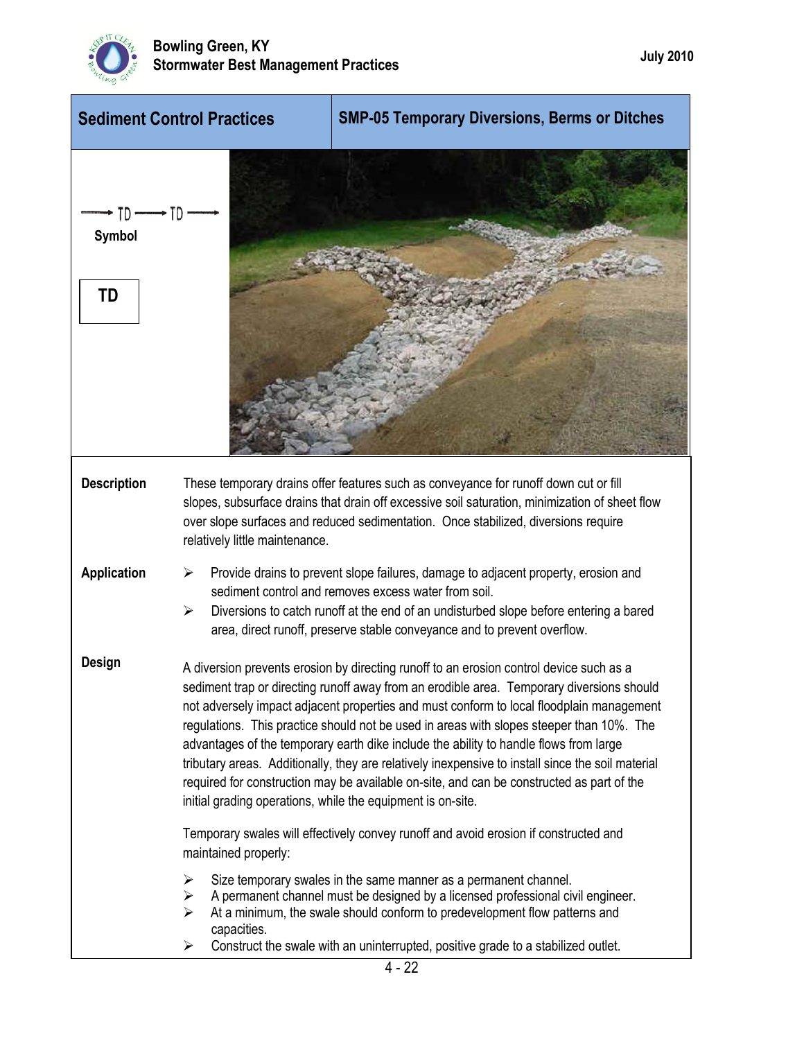# Sediment Control Practices

## SMP-05 Temporary Diversions, Berms or Ditches

→ TD → TD →

**Symbol**

**TD**

**Description**

These temporary drains offer features such as conveyance for runoff down cut or fill slopes, subsurface drains that drain off excessive soil saturation, minimization of sheet flow over slope surfaces and reduced sedimentation. Once stabilized, diversions require relatively little maintenance.

**Application**

- Provide drains to prevent slope failures, damage to adjacent property, erosion and sediment control and removes excess water from soil.
- Diversions to catch runoff at the end of an undisturbed slope before entering a bared area, direct runoff, preserve stable conveyance and to prevent overflow.

**Design**

A diversion prevents erosion by directing runoff to an erosion control device such as a sediment trap or directing runoff away from an erodible area. Temporary diversions should not adversely impact adjacent properties and must conform to local floodplain management regulations. This practice should not be used in areas with slopes steeper than 10%. The advantages of the temporary earth dike include the ability to handle flows from large tributary areas. Additionally, they are relatively inexpensive to install since the soil material required for construction may be available on-site, and can be constructed as part of the initial grading operations, while the equipment is on-site.

Temporary swales will effectively convey runoff and avoid erosion if constructed and maintained properly:

- Size temporary swales in the same manner as a permanent channel.
- A permanent channel must be designed by a licensed professional civil engineer.
- At a minimum, the swale should conform to predevelopment flow patterns and capacities.
- Construct the swale with an uninterrupted, positive grade to a stabilized outlet.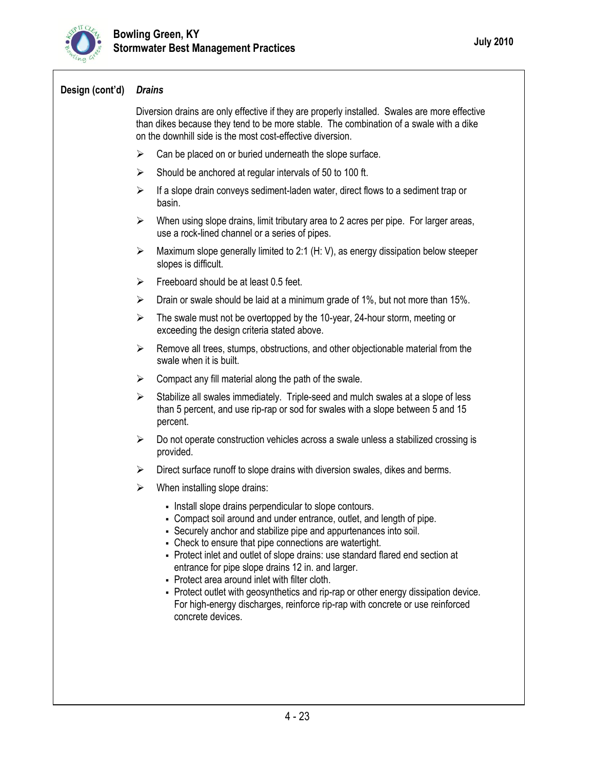**Design (cont'd)** ***Drains***

Diversion drains are only effective if they are properly installed. Swales are more effective than dikes because they tend to be more stable. The combination of a swale with a dike on the downhill side is the most cost-effective diversion.

- Can be placed on or buried underneath the slope surface.
- Should be anchored at regular intervals of 50 to 100 ft.
- If a slope drain conveys sediment-laden water, direct flows to a sediment trap or basin.
- When using slope drains, limit tributary area to 2 acres per pipe. For larger areas, use a rock-lined channel or a series of pipes.
- Maximum slope generally limited to 2:1 (H: V), as energy dissipation below steeper slopes is difficult.
- Freeboard should be at least 0.5 feet.
- Drain or swale should be laid at a minimum grade of 1%, but not more than 15%.
- The swale must not be overtopped by the 10-year, 24-hour storm, meeting or exceeding the design criteria stated above.
- Remove all trees, stumps, obstructions, and other objectionable material from the swale when it is built.
- Compact any fill material along the path of the swale.
- Stabilize all swales immediately. Triple-seed and mulch swales at a slope of less than 5 percent, and use rip-rap or sod for swales with a slope between 5 and 15 percent.
- Do not operate construction vehicles across a swale unless a stabilized crossing is provided.
- Direct surface runoff to slope drains with diversion swales, dikes and berms.
- When installing slope drains:
  - Install slope drains perpendicular to slope contours.
  - Compact soil around and under entrance, outlet, and length of pipe.
  - Securely anchor and stabilize pipe and appurtenances into soil.
  - Check to ensure that pipe connections are watertight.
  - Protect inlet and outlet of slope drains: use standard flared end section at entrance for pipe slope drains 12 in. and larger.
  - Protect area around inlet with filter cloth.
  - Protect outlet with geosynthetics and rip-rap or other energy dissipation device. For high-energy discharges, reinforce rip-rap with concrete or use reinforced concrete devices.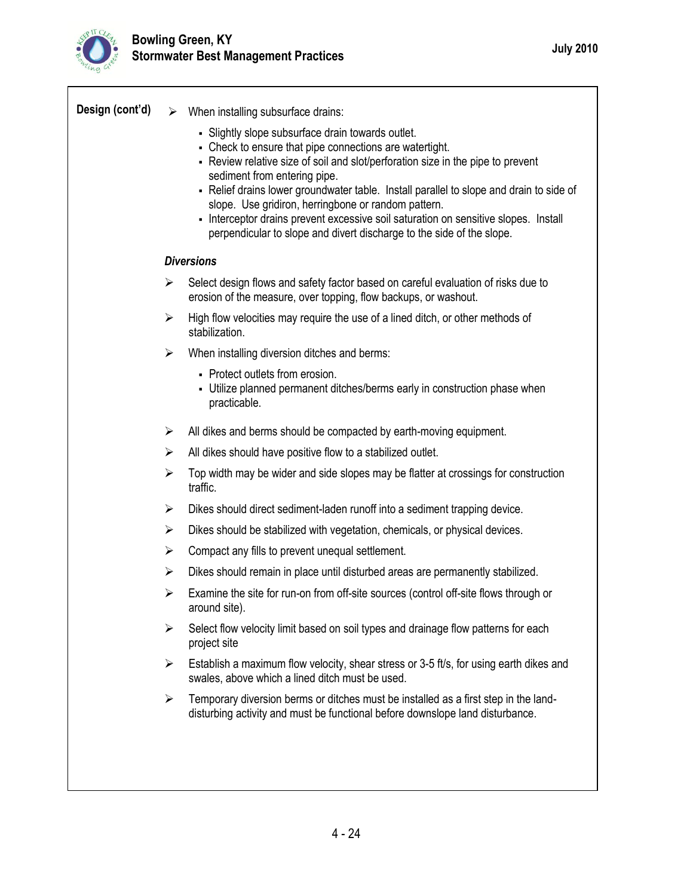**Design (cont'd)**

- When installing subsurface drains:
  - Slightly slope subsurface drain towards outlet.
  - Check to ensure that pipe connections are watertight.
  - Review relative size of soil and slot/perforation size in the pipe to prevent sediment from entering pipe.
  - Relief drains lower groundwater table. Install parallel to slope and drain to side of slope. Use gridiron, herringbone or random pattern.
  - Interceptor drains prevent excessive soil saturation on sensitive slopes. Install perpendicular to slope and divert discharge to the side of the slope.

***Diversions***

- Select design flows and safety factor based on careful evaluation of risks due to erosion of the measure, over topping, flow backups, or washout.
- High flow velocities may require the use of a lined ditch, or other methods of stabilization.
- When installing diversion ditches and berms:
  - Protect outlets from erosion.
  - Utilize planned permanent ditches/berms early in construction phase when practicable.
- All dikes and berms should be compacted by earth-moving equipment.
- All dikes should have positive flow to a stabilized outlet.
- Top width may be wider and side slopes may be flatter at crossings for construction traffic.
- Dikes should direct sediment-laden runoff into a sediment trapping device.
- Dikes should be stabilized with vegetation, chemicals, or physical devices.
- Compact any fills to prevent unequal settlement.
- Dikes should remain in place until disturbed areas are permanently stabilized.
- Examine the site for run-on from off-site sources (control off-site flows through or around site).
- Select flow velocity limit based on soil types and drainage flow patterns for each project site
- Establish a maximum flow velocity, shear stress or 3-5 ft/s, for using earth dikes and swales, above which a lined ditch must be used.
- Temporary diversion berms or ditches must be installed as a first step in the land-disturbing activity and must be functional before downslope land disturbance.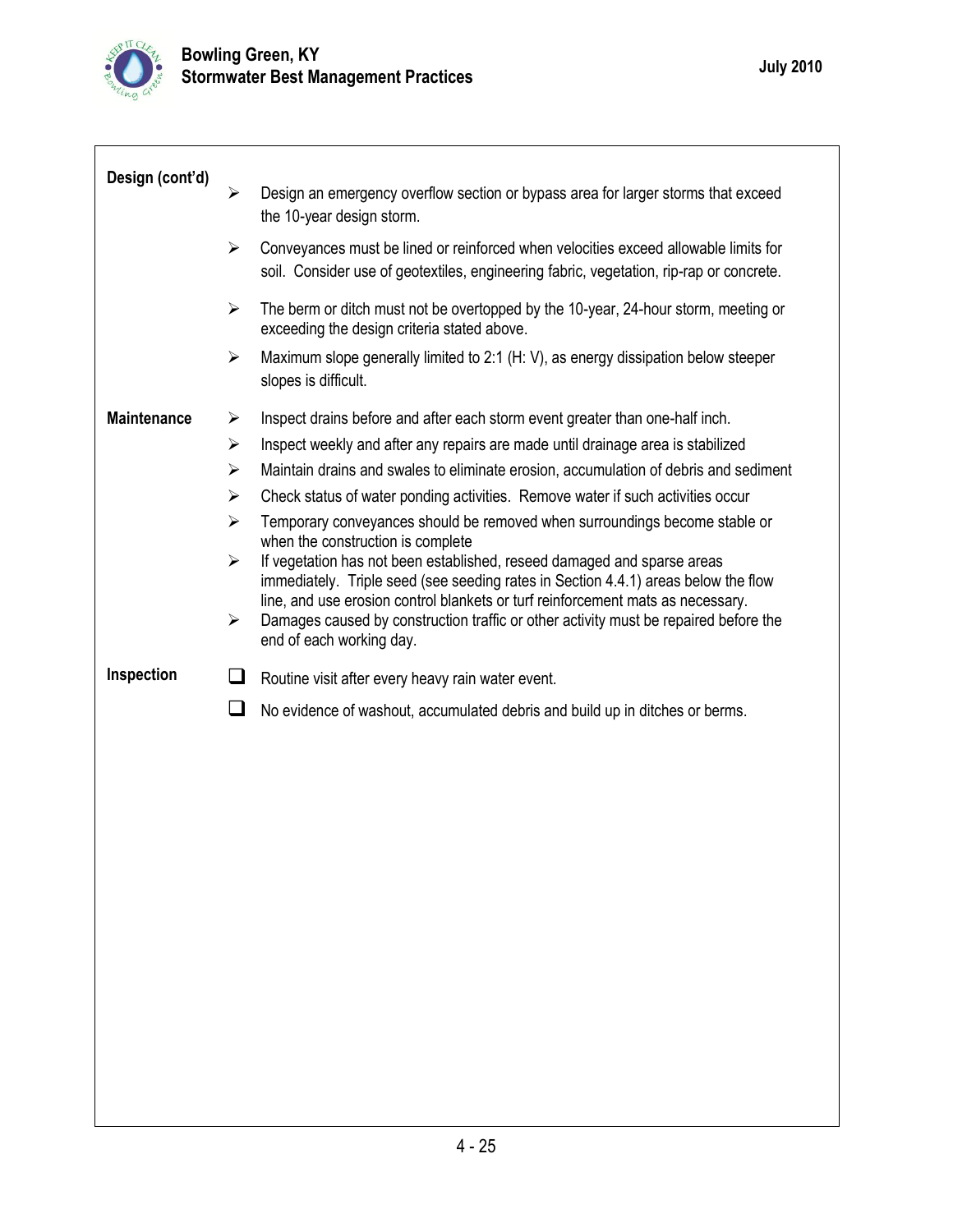**Design (cont'd)**

- Design an emergency overflow section or bypass area for larger storms that exceed the 10-year design storm.
- Conveyances must be lined or reinforced when velocities exceed allowable limits for soil. Consider use of geotextiles, engineering fabric, vegetation, rip-rap or concrete.
- The berm or ditch must not be overtopped by the 10-year, 24-hour storm, meeting or exceeding the design criteria stated above.
- Maximum slope generally limited to 2:1 (H: V), as energy dissipation below steeper slopes is difficult.

**Maintenance**

- Inspect drains before and after each storm event greater than one-half inch.
- Inspect weekly and after any repairs are made until drainage area is stabilized
- Maintain drains and swales to eliminate erosion, accumulation of debris and sediment
- Check status of water ponding activities. Remove water if such activities occur
- Temporary conveyances should be removed when surroundings become stable or when the construction is complete
- If vegetation has not been established, reseed damaged and sparse areas immediately. Triple seed (see seeding rates in Section 4.4.1) areas below the flow line, and use erosion control blankets or turf reinforcement mats as necessary.
- Damages caused by construction traffic or other activity must be repaired before the end of each working day.

**Inspection**

- [ ] Routine visit after every heavy rain water event.
- [ ] No evidence of washout, accumulated debris and build up in ditches or berms.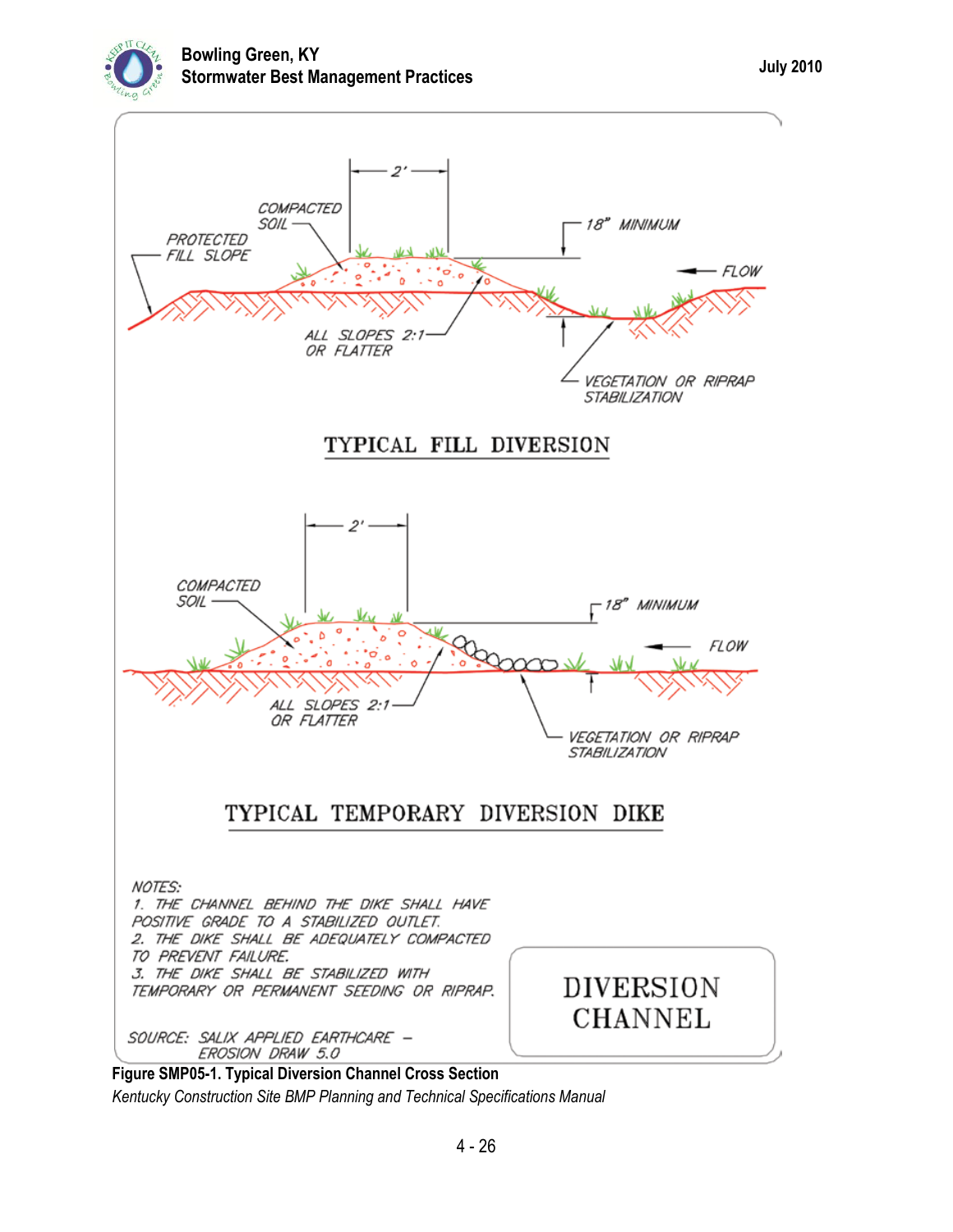2'

COMPACTED SOIL

PROTECTED FILL SLOPE

18" MINIMUM

FLOW

ALL SLOPES 2:1 OR FLATTER

VEGETATION OR RIPRAP STABILIZATION

TYPICAL FILL DIVERSION

2'

COMPACTED SOIL

18" MINIMUM

FLOW

ALL SLOPES 2:1 OR FLATTER

VEGETATION OR RIPRAP STABILIZATION

TYPICAL TEMPORARY DIVERSION DIKE

NOTES:
1. THE CHANNEL BEHIND THE DIKE SHALL HAVE POSITIVE GRADE TO A STABILIZED OUTLET.
2. THE DIKE SHALL BE ADEQUATELY COMPACTED TO PREVENT FAILURE.
3. THE DIKE SHALL BE STABILIZED WITH TEMPORARY OR PERMANENT SEEDING OR RIPRAP.

SOURCE: SALIX APPLIED EARTHCARE – EROSION DRAW 5.0

DIVERSION CHANNEL

**Figure SMP05-1. Typical Diversion Channel Cross Section**

*Kentucky Construction Site BMP Planning and Technical Specifications Manual*